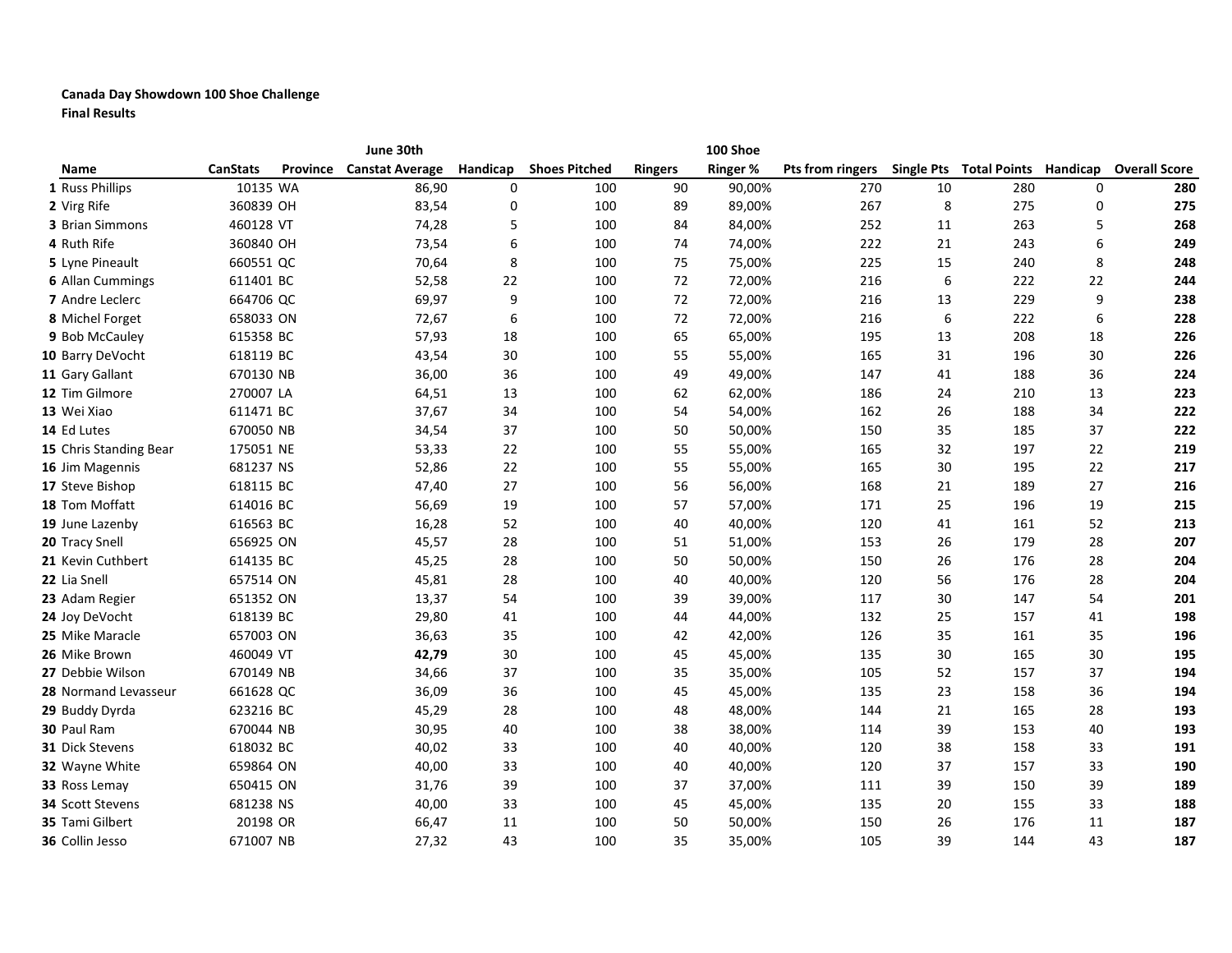**Canada Day Showdown 100 Shoe Challenge**
**Final Results**

| | Name | CanStats | Province | June 30th Canstat Average | Handicap | Shoes Pitched | Ringers | 100 Shoe Ringer % | Pts from ringers | Single Pts | Total Points | Handicap | Overall Score |
|---|---|---|---|---|---|---|---|---|---|---|---|---|---|
| **1** | Russ Phillips | 10135 | WA | 86,90 | 0 | 100 | 90 | 90,00% | 270 | 10 | 280 | 0 | **280** |
| **2** | Virg Rife | 360839 | OH | 83,54 | 0 | 100 | 89 | 89,00% | 267 | 8 | 275 | 0 | **275** |
| **3** | Brian Simmons | 460128 | VT | 74,28 | 5 | 100 | 84 | 84,00% | 252 | 11 | 263 | 5 | **268** |
| **4** | Ruth Rife | 360840 | OH | 73,54 | 6 | 100 | 74 | 74,00% | 222 | 21 | 243 | 6 | **249** |
| **5** | Lyne Pineault | 660551 | QC | 70,64 | 8 | 100 | 75 | 75,00% | 225 | 15 | 240 | 8 | **248** |
| **6** | Allan Cummings | 611401 | BC | 52,58 | 22 | 100 | 72 | 72,00% | 216 | 6 | 222 | 22 | **244** |
| **7** | Andre Leclerc | 664706 | QC | 69,97 | 9 | 100 | 72 | 72,00% | 216 | 13 | 229 | 9 | **238** |
| **8** | Michel Forget | 658033 | ON | 72,67 | 6 | 100 | 72 | 72,00% | 216 | 6 | 222 | 6 | **228** |
| **9** | Bob McCauley | 615358 | BC | 57,93 | 18 | 100 | 65 | 65,00% | 195 | 13 | 208 | 18 | **226** |
| **10** | Barry DeVocht | 618119 | BC | 43,54 | 30 | 100 | 55 | 55,00% | 165 | 31 | 196 | 30 | **226** |
| **11** | Gary Gallant | 670130 | NB | 36,00 | 36 | 100 | 49 | 49,00% | 147 | 41 | 188 | 36 | **224** |
| **12** | Tim Gilmore | 270007 | LA | 64,51 | 13 | 100 | 62 | 62,00% | 186 | 24 | 210 | 13 | **223** |
| **13** | Wei Xiao | 611471 | BC | 37,67 | 34 | 100 | 54 | 54,00% | 162 | 26 | 188 | 34 | **222** |
| **14** | Ed Lutes | 670050 | NB | 34,54 | 37 | 100 | 50 | 50,00% | 150 | 35 | 185 | 37 | **222** |
| **15** | Chris Standing Bear | 175051 | NE | 53,33 | 22 | 100 | 55 | 55,00% | 165 | 32 | 197 | 22 | **219** |
| **16** | Jim Magennis | 681237 | NS | 52,86 | 22 | 100 | 55 | 55,00% | 165 | 30 | 195 | 22 | **217** |
| **17** | Steve Bishop | 618115 | BC | 47,40 | 27 | 100 | 56 | 56,00% | 168 | 21 | 189 | 27 | **216** |
| **18** | Tom Moffatt | 614016 | BC | 56,69 | 19 | 100 | 57 | 57,00% | 171 | 25 | 196 | 19 | **215** |
| **19** | June Lazenby | 616563 | BC | 16,28 | 52 | 100 | 40 | 40,00% | 120 | 41 | 161 | 52 | **213** |
| **20** | Tracy Snell | 656925 | ON | 45,57 | 28 | 100 | 51 | 51,00% | 153 | 26 | 179 | 28 | **207** |
| **21** | Kevin Cuthbert | 614135 | BC | 45,25 | 28 | 100 | 50 | 50,00% | 150 | 26 | 176 | 28 | **204** |
| **22** | Lia Snell | 657514 | ON | 45,81 | 28 | 100 | 40 | 40,00% | 120 | 56 | 176 | 28 | **204** |
| **23** | Adam Regier | 651352 | ON | 13,37 | 54 | 100 | 39 | 39,00% | 117 | 30 | 147 | 54 | **201** |
| **24** | Joy DeVocht | 618139 | BC | 29,80 | 41 | 100 | 44 | 44,00% | 132 | 25 | 157 | 41 | **198** |
| **25** | Mike Maracle | 657003 | ON | 36,63 | 35 | 100 | 42 | 42,00% | 126 | 35 | 161 | 35 | **196** |
| **26** | Mike Brown | 460049 | VT | **42,79** | 30 | 100 | 45 | 45,00% | 135 | 30 | 165 | 30 | **195** |
| **27** | Debbie Wilson | 670149 | NB | 34,66 | 37 | 100 | 35 | 35,00% | 105 | 52 | 157 | 37 | **194** |
| **28** | Normand Levasseur | 661628 | QC | 36,09 | 36 | 100 | 45 | 45,00% | 135 | 23 | 158 | 36 | **194** |
| **29** | Buddy Dyrda | 623216 | BC | 45,29 | 28 | 100 | 48 | 48,00% | 144 | 21 | 165 | 28 | **193** |
| **30** | Paul Ram | 670044 | NB | 30,95 | 40 | 100 | 38 | 38,00% | 114 | 39 | 153 | 40 | **193** |
| **31** | Dick Stevens | 618032 | BC | 40,02 | 33 | 100 | 40 | 40,00% | 120 | 38 | 158 | 33 | **191** |
| **32** | Wayne White | 659864 | ON | 40,00 | 33 | 100 | 40 | 40,00% | 120 | 37 | 157 | 33 | **190** |
| **33** | Ross Lemay | 650415 | ON | 31,76 | 39 | 100 | 37 | 37,00% | 111 | 39 | 150 | 39 | **189** |
| **34** | Scott Stevens | 681238 | NS | 40,00 | 33 | 100 | 45 | 45,00% | 135 | 20 | 155 | 33 | **188** |
| **35** | Tami Gilbert | 20198 | OR | 66,47 | 11 | 100 | 50 | 50,00% | 150 | 26 | 176 | 11 | **187** |
| **36** | Collin Jesso | 671007 | NB | 27,32 | 43 | 100 | 35 | 35,00% | 105 | 39 | 144 | 43 | **187** |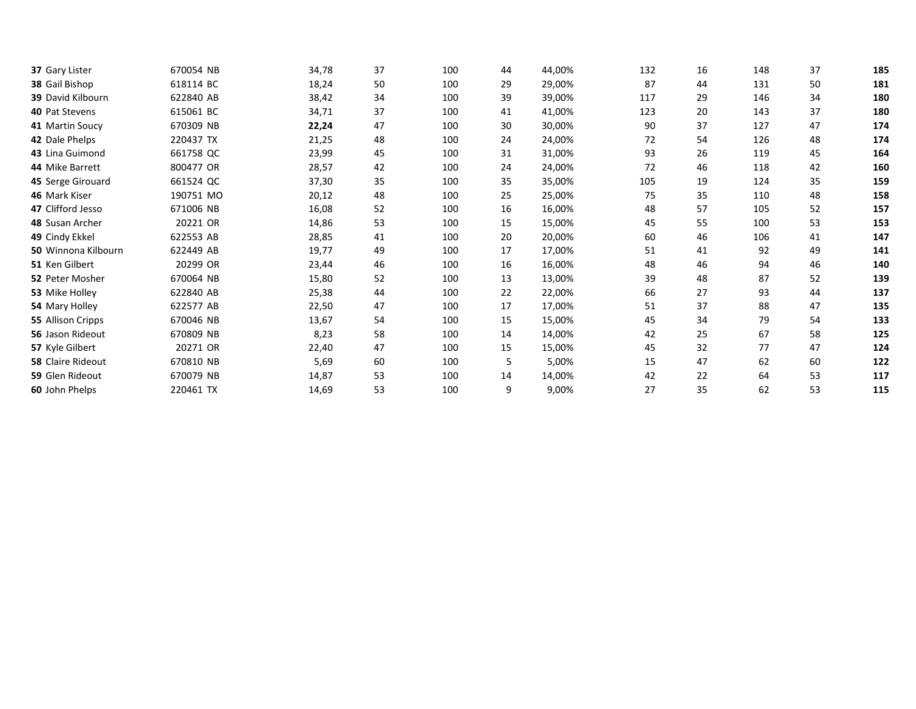| | | | | | | | | | | | | |
|---|---|---|---|---|---|---|---|---|---|---|---|---|
| **37** | Gary Lister | 670054 NB | 34,78 | 37 | 100 | 44 | 44,00% | 132 | 16 | 148 | 37 | **185** |
| **38** | Gail Bishop | 618114 BC | 18,24 | 50 | 100 | 29 | 29,00% | 87 | 44 | 131 | 50 | **181** |
| **39** | David Kilbourn | 622840 AB | 38,42 | 34 | 100 | 39 | 39,00% | 117 | 29 | 146 | 34 | **180** |
| **40** | Pat Stevens | 615061 BC | 34,71 | 37 | 100 | 41 | 41,00% | 123 | 20 | 143 | 37 | **180** |
| **41** | Martin Soucy | 670309 NB | **22,24** | 47 | 100 | 30 | 30,00% | 90 | 37 | 127 | 47 | **174** |
| **42** | Dale Phelps | 220437 TX | 21,25 | 48 | 100 | 24 | 24,00% | 72 | 54 | 126 | 48 | **174** |
| **43** | Lina Guimond | 661758 QC | 23,99 | 45 | 100 | 31 | 31,00% | 93 | 26 | 119 | 45 | **164** |
| **44** | Mike Barrett | 800477 OR | 28,57 | 42 | 100 | 24 | 24,00% | 72 | 46 | 118 | 42 | **160** |
| **45** | Serge Girouard | 661524 QC | 37,30 | 35 | 100 | 35 | 35,00% | 105 | 19 | 124 | 35 | **159** |
| **46** | Mark Kiser | 190751 MO | 20,12 | 48 | 100 | 25 | 25,00% | 75 | 35 | 110 | 48 | **158** |
| **47** | Clifford Jesso | 671006 NB | 16,08 | 52 | 100 | 16 | 16,00% | 48 | 57 | 105 | 52 | **157** |
| **48** | Susan Archer | 20221 OR | 14,86 | 53 | 100 | 15 | 15,00% | 45 | 55 | 100 | 53 | **153** |
| **49** | Cindy Ekkel | 622553 AB | 28,85 | 41 | 100 | 20 | 20,00% | 60 | 46 | 106 | 41 | **147** |
| **50** | Winnona Kilbourn | 622449 AB | 19,77 | 49 | 100 | 17 | 17,00% | 51 | 41 | 92 | 49 | **141** |
| **51** | Ken Gilbert | 20299 OR | 23,44 | 46 | 100 | 16 | 16,00% | 48 | 46 | 94 | 46 | **140** |
| **52** | Peter Mosher | 670064 NB | 15,80 | 52 | 100 | 13 | 13,00% | 39 | 48 | 87 | 52 | **139** |
| **53** | Mike Holley | 622840 AB | 25,38 | 44 | 100 | 22 | 22,00% | 66 | 27 | 93 | 44 | **137** |
| **54** | Mary Holley | 622577 AB | 22,50 | 47 | 100 | 17 | 17,00% | 51 | 37 | 88 | 47 | **135** |
| **55** | Allison Cripps | 670046 NB | 13,67 | 54 | 100 | 15 | 15,00% | 45 | 34 | 79 | 54 | **133** |
| **56** | Jason Rideout | 670809 NB | 8,23 | 58 | 100 | 14 | 14,00% | 42 | 25 | 67 | 58 | **125** |
| **57** | Kyle Gilbert | 20271 OR | 22,40 | 47 | 100 | 15 | 15,00% | 45 | 32 | 77 | 47 | **124** |
| **58** | Claire Rideout | 670810 NB | 5,69 | 60 | 100 | 5 | 5,00% | 15 | 47 | 62 | 60 | **122** |
| **59** | Glen Rideout | 670079 NB | 14,87 | 53 | 100 | 14 | 14,00% | 42 | 22 | 64 | 53 | **117** |
| **60** | John Phelps | 220461 TX | 14,69 | 53 | 100 | 9 | 9,00% | 27 | 35 | 62 | 53 | **115** |